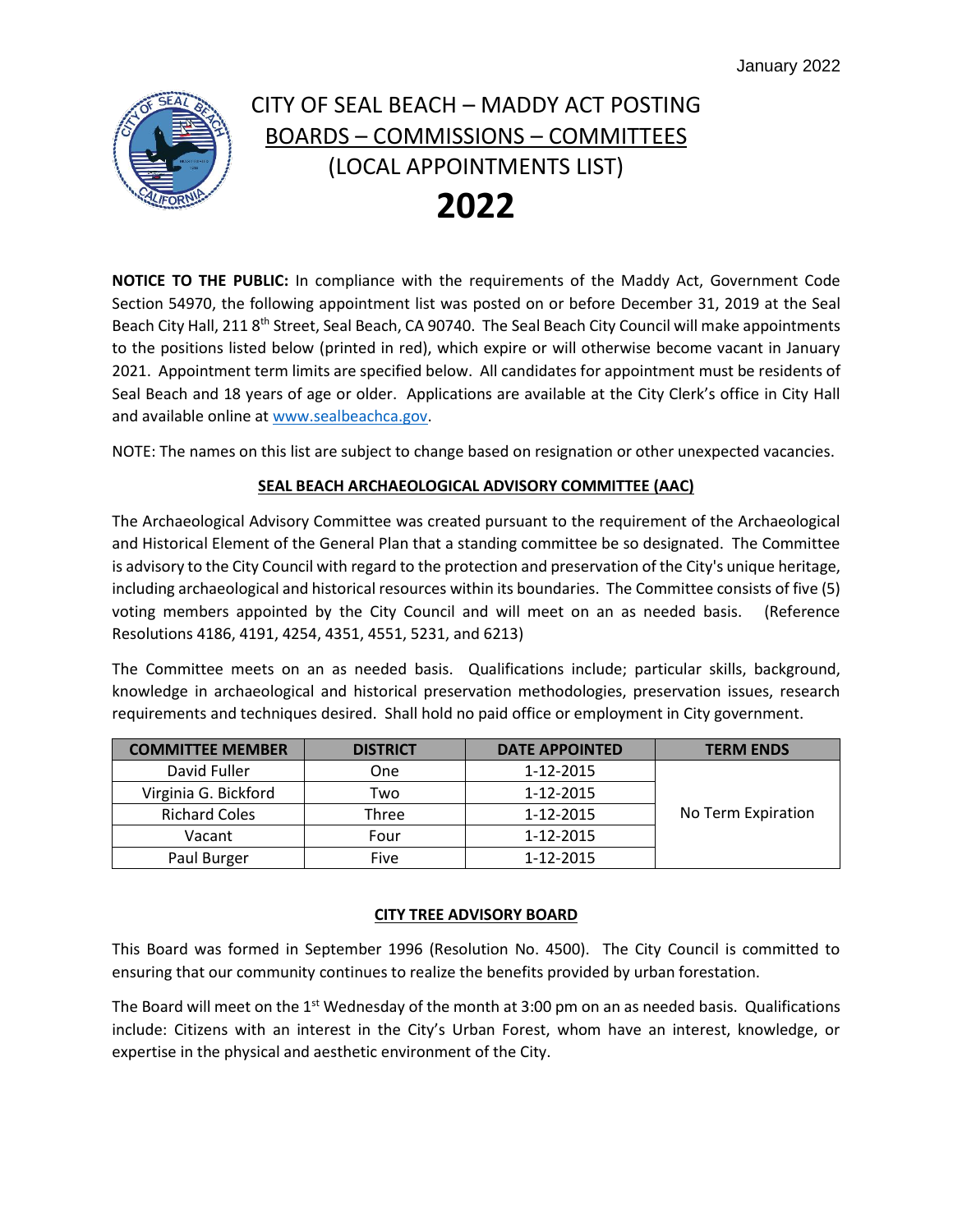January 2022

# CITY OF SEAL BEACH – MADDY ACT POSTING
## BOARDS – COMMISSIONS – COMMITTEES
## (LOCAL APPOINTMENTS LIST)
# 2022

**NOTICE TO THE PUBLIC:** In compliance with the requirements of the Maddy Act, Government Code Section 54970, the following appointment list was posted on or before December 31, 2019 at the Seal Beach City Hall, 211 8th Street, Seal Beach, CA 90740. The Seal Beach City Council will make appointments to the positions listed below (printed in red), which expire or will otherwise become vacant in January 2021. Appointment term limits are specified below. All candidates for appointment must be residents of Seal Beach and 18 years of age or older. Applications are available at the City Clerk's office in City Hall and available online at www.sealbeachca.gov.

NOTE: The names on this list are subject to change based on resignation or other unexpected vacancies.

### SEAL BEACH ARCHAEOLOGICAL ADVISORY COMMITTEE (AAC)

The Archaeological Advisory Committee was created pursuant to the requirement of the Archaeological and Historical Element of the General Plan that a standing committee be so designated. The Committee is advisory to the City Council with regard to the protection and preservation of the City's unique heritage, including archaeological and historical resources within its boundaries. The Committee consists of five (5) voting members appointed by the City Council and will meet on an as needed basis. (Reference Resolutions 4186, 4191, 4254, 4351, 4551, 5231, and 6213)

The Committee meets on an as needed basis. Qualifications include; particular skills, background, knowledge in archaeological and historical preservation methodologies, preservation issues, research requirements and techniques desired. Shall hold no paid office or employment in City government.

| COMMITTEE MEMBER | DISTRICT | DATE APPOINTED | TERM ENDS |
|---|---|---|---|
| David Fuller | One | 1-12-2015 | No Term Expiration |
| Virginia G. Bickford | Two | 1-12-2015 | |
| Richard Coles | Three | 1-12-2015 | |
| Vacant | Four | 1-12-2015 | |
| Paul Burger | Five | 1-12-2015 | |

### CITY TREE ADVISORY BOARD

This Board was formed in September 1996 (Resolution No. 4500). The City Council is committed to ensuring that our community continues to realize the benefits provided by urban forestation.

The Board will meet on the 1st Wednesday of the month at 3:00 pm on an as needed basis. Qualifications include: Citizens with an interest in the City's Urban Forest, whom have an interest, knowledge, or expertise in the physical and aesthetic environment of the City.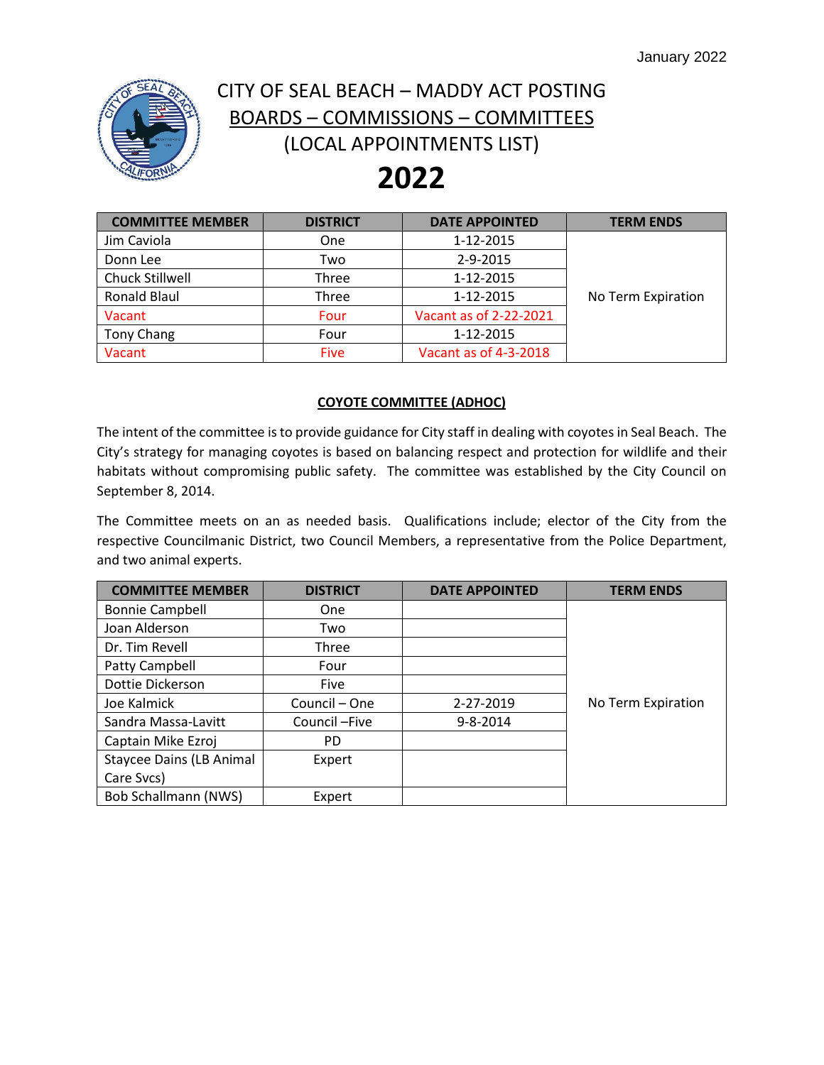# CITY OF SEAL BEACH – MADDY ACT POSTING

## BOARDS – COMMISSIONS – COMMITTEES

### (LOCAL APPOINTMENTS LIST)

# 2022

| COMMITTEE MEMBER | DISTRICT | DATE APPOINTED | TERM ENDS |
|---|---|---|---|
| Jim Caviola | One | 1-12-2015 | No Term Expiration |
| Donn Lee | Two | 2-9-2015 | |
| Chuck Stillwell | Three | 1-12-2015 | |
| Ronald Blaul | Three | 1-12-2015 | |
| Vacant | Four | Vacant as of 2-22-2021 | |
| Tony Chang | Four | 1-12-2015 | |
| Vacant | Five | Vacant as of 4-3-2018 | |

## COYOTE COMMITTEE (ADHOC)

The intent of the committee is to provide guidance for City staff in dealing with coyotes in Seal Beach. The City's strategy for managing coyotes is based on balancing respect and protection for wildlife and their habitats without compromising public safety. The committee was established by the City Council on September 8, 2014.

The Committee meets on an as needed basis. Qualifications include; elector of the City from the respective Councilmanic District, two Council Members, a representative from the Police Department, and two animal experts.

| COMMITTEE MEMBER | DISTRICT | DATE APPOINTED | TERM ENDS |
|---|---|---|---|
| Bonnie Campbell | One | | No Term Expiration |
| Joan Alderson | Two | | |
| Dr. Tim Revell | Three | | |
| Patty Campbell | Four | | |
| Dottie Dickerson | Five | | |
| Joe Kalmick | Council – One | 2-27-2019 | |
| Sandra Massa-Lavitt | Council –Five | 9-8-2014 | |
| Captain Mike Ezroj | PD | | |
| Staycee Dains (LB Animal Care Svcs) | Expert | | |
| Bob Schallmann (NWS) | Expert | | |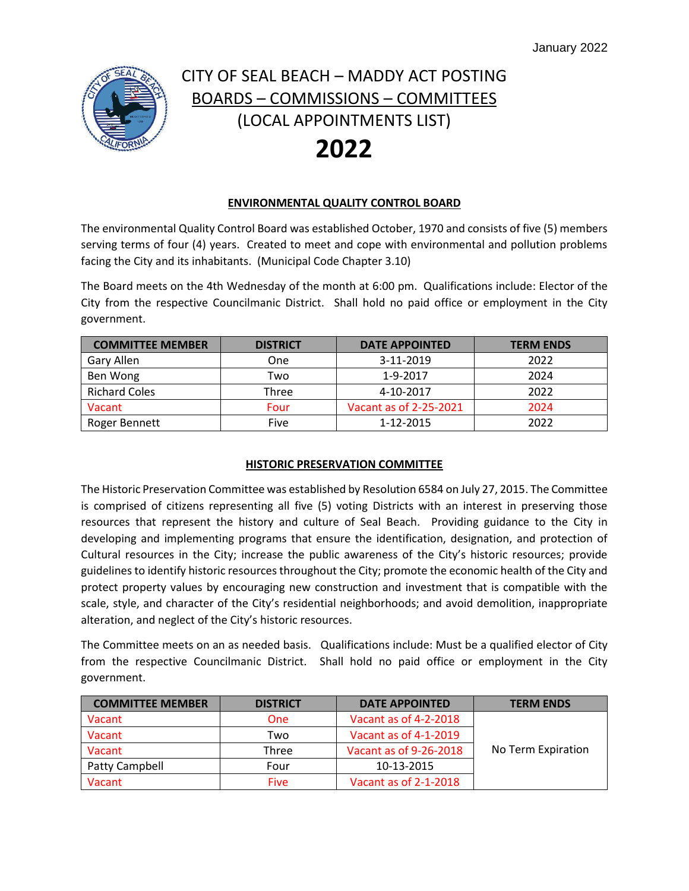January 2022

# CITY OF SEAL BEACH – MADDY ACT POSTING
## BOARDS – COMMISSIONS – COMMITTEES
## (LOCAL APPOINTMENTS LIST)
# 2022

### ENVIRONMENTAL QUALITY CONTROL BOARD

The environmental Quality Control Board was established October, 1970 and consists of five (5) members serving terms of four (4) years. Created to meet and cope with environmental and pollution problems facing the City and its inhabitants. (Municipal Code Chapter 3.10)

The Board meets on the 4th Wednesday of the month at 6:00 pm. Qualifications include: Elector of the City from the respective Councilmanic District. Shall hold no paid office or employment in the City government.

| COMMITTEE MEMBER | DISTRICT | DATE APPOINTED | TERM ENDS |
|---|---|---|---|
| Gary Allen | One | 3-11-2019 | 2022 |
| Ben Wong | Two | 1-9-2017 | 2024 |
| Richard Coles | Three | 4-10-2017 | 2022 |
| Vacant | Four | Vacant as of 2-25-2021 | 2024 |
| Roger Bennett | Five | 1-12-2015 | 2022 |

### HISTORIC PRESERVATION COMMITTEE

The Historic Preservation Committee was established by Resolution 6584 on July 27, 2015. The Committee is comprised of citizens representing all five (5) voting Districts with an interest in preserving those resources that represent the history and culture of Seal Beach. Providing guidance to the City in developing and implementing programs that ensure the identification, designation, and protection of Cultural resources in the City; increase the public awareness of the City's historic resources; provide guidelines to identify historic resources throughout the City; promote the economic health of the City and protect property values by encouraging new construction and investment that is compatible with the scale, style, and character of the City's residential neighborhoods; and avoid demolition, inappropriate alteration, and neglect of the City's historic resources.

The Committee meets on an as needed basis. Qualifications include: Must be a qualified elector of City from the respective Councilmanic District. Shall hold no paid office or employment in the City government.

| COMMITTEE MEMBER | DISTRICT | DATE APPOINTED | TERM ENDS |
|---|---|---|---|
| Vacant | One | Vacant as of 4-2-2018 | No Term Expiration |
| Vacant | Two | Vacant as of 4-1-2019 | |
| Vacant | Three | Vacant as of 9-26-2018 | |
| Patty Campbell | Four | 10-13-2015 | |
| Vacant | Five | Vacant as of 2-1-2018 | |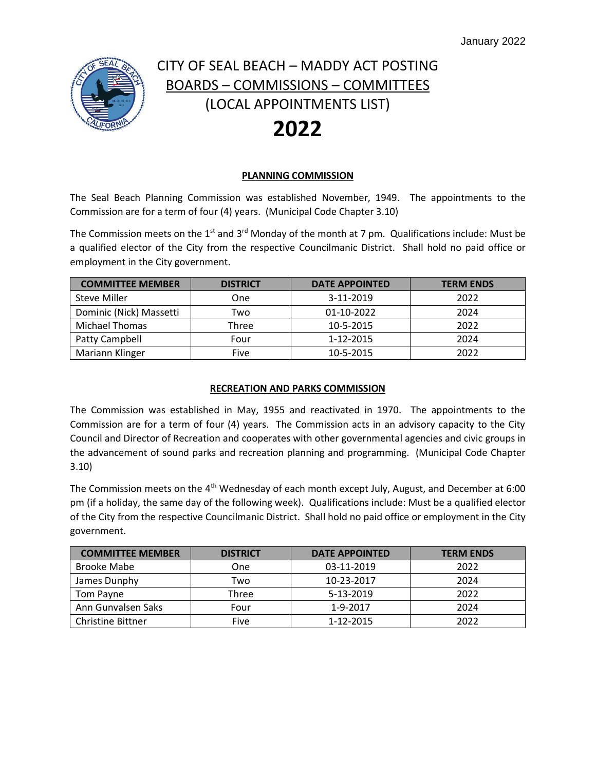January 2022

# CITY OF SEAL BEACH – MADDY ACT POSTING

## BOARDS – COMMISSIONS – COMMITTEES

## (LOCAL APPOINTMENTS LIST)

# 2022

### PLANNING COMMISSION

The Seal Beach Planning Commission was established November, 1949. The appointments to the Commission are for a term of four (4) years. (Municipal Code Chapter 3.10)

The Commission meets on the 1st and 3rd Monday of the month at 7 pm. Qualifications include: Must be a qualified elector of the City from the respective Councilmanic District. Shall hold no paid office or employment in the City government.

| COMMITTEE MEMBER | DISTRICT | DATE APPOINTED | TERM ENDS |
|---|---|---|---|
| Steve Miller | One | 3-11-2019 | 2022 |
| Dominic (Nick) Massetti | Two | 01-10-2022 | 2024 |
| Michael Thomas | Three | 10-5-2015 | 2022 |
| Patty Campbell | Four | 1-12-2015 | 2024 |
| Mariann Klinger | Five | 10-5-2015 | 2022 |

### RECREATION AND PARKS COMMISSION

The Commission was established in May, 1955 and reactivated in 1970. The appointments to the Commission are for a term of four (4) years. The Commission acts in an advisory capacity to the City Council and Director of Recreation and cooperates with other governmental agencies and civic groups in the advancement of sound parks and recreation planning and programming. (Municipal Code Chapter 3.10)

The Commission meets on the 4th Wednesday of each month except July, August, and December at 6:00 pm (if a holiday, the same day of the following week). Qualifications include: Must be a qualified elector of the City from the respective Councilmanic District. Shall hold no paid office or employment in the City government.

| COMMITTEE MEMBER | DISTRICT | DATE APPOINTED | TERM ENDS |
|---|---|---|---|
| Brooke Mabe | One | 03-11-2019 | 2022 |
| James Dunphy | Two | 10-23-2017 | 2024 |
| Tom Payne | Three | 5-13-2019 | 2022 |
| Ann Gunvalsen Saks | Four | 1-9-2017 | 2024 |
| Christine Bittner | Five | 1-12-2015 | 2022 |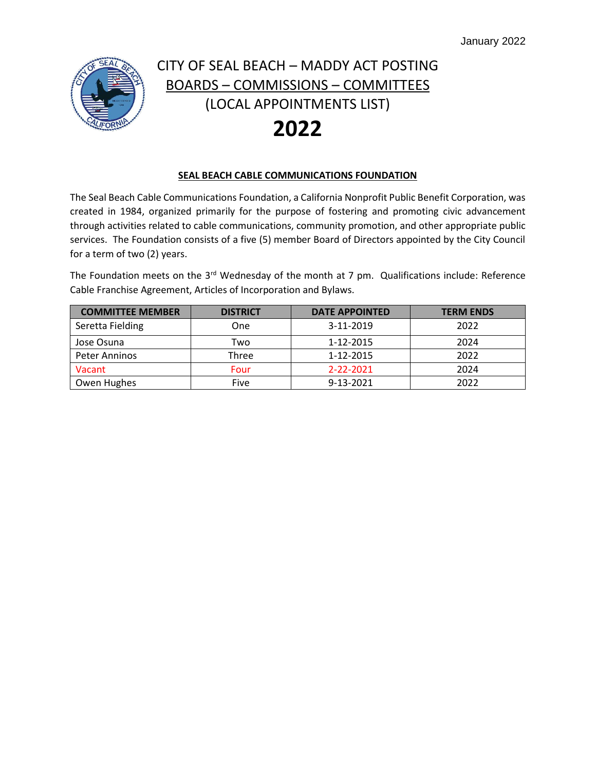January 2022

# CITY OF SEAL BEACH – MADDY ACT POSTING

## BOARDS – COMMISSIONS – COMMITTEES

## (LOCAL APPOINTMENTS LIST)

# 2022

### SEAL BEACH CABLE COMMUNICATIONS FOUNDATION

The Seal Beach Cable Communications Foundation, a California Nonprofit Public Benefit Corporation, was created in 1984, organized primarily for the purpose of fostering and promoting civic advancement through activities related to cable communications, community promotion, and other appropriate public services. The Foundation consists of a five (5) member Board of Directors appointed by the City Council for a term of two (2) years.

The Foundation meets on the 3rd Wednesday of the month at 7 pm. Qualifications include: Reference Cable Franchise Agreement, Articles of Incorporation and Bylaws.

| COMMITTEE MEMBER | DISTRICT | DATE APPOINTED | TERM ENDS |
|---|---|---|---|
| Seretta Fielding | One | 3-11-2019 | 2022 |
| Jose Osuna | Two | 1-12-2015 | 2024 |
| Peter Anninos | Three | 1-12-2015 | 2022 |
| Vacant | Four | 2-22-2021 | 2024 |
| Owen Hughes | Five | 9-13-2021 | 2022 |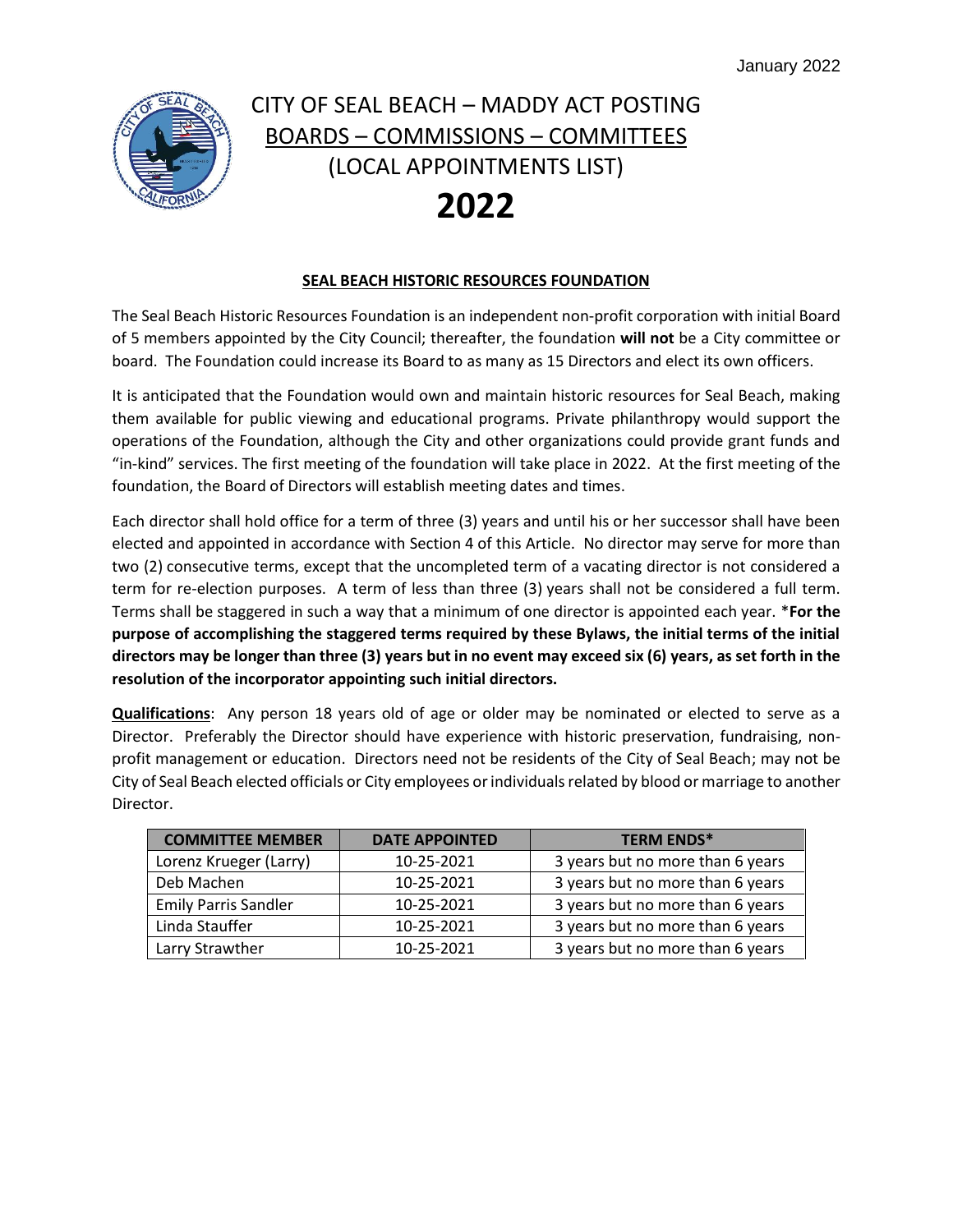# CITY OF SEAL BEACH – MADDY ACT POSTING

## BOARDS – COMMISSIONS – COMMITTEES

## (LOCAL APPOINTMENTS LIST)

# 2022

### SEAL BEACH HISTORIC RESOURCES FOUNDATION

The Seal Beach Historic Resources Foundation is an independent non-profit corporation with initial Board of 5 members appointed by the City Council; thereafter, the foundation **will not** be a City committee or board. The Foundation could increase its Board to as many as 15 Directors and elect its own officers.

It is anticipated that the Foundation would own and maintain historic resources for Seal Beach, making them available for public viewing and educational programs. Private philanthropy would support the operations of the Foundation, although the City and other organizations could provide grant funds and "in-kind" services. The first meeting of the foundation will take place in 2022. At the first meeting of the foundation, the Board of Directors will establish meeting dates and times.

Each director shall hold office for a term of three (3) years and until his or her successor shall have been elected and appointed in accordance with Section 4 of this Article. No director may serve for more than two (2) consecutive terms, except that the uncompleted term of a vacating director is not considered a term for re-election purposes. A term of less than three (3) years shall not be considered a full term. Terms shall be staggered in such a way that a minimum of one director is appointed each year. ***For the purpose of accomplishing the staggered terms required by these Bylaws, the initial terms of the initial directors may be longer than three (3) years but in no event may exceed six (6) years, as set forth in the resolution of the incorporator appointing such initial directors.**

**Qualifications**: Any person 18 years old of age or older may be nominated or elected to serve as a Director. Preferably the Director should have experience with historic preservation, fundraising, non-profit management or education. Directors need not be residents of the City of Seal Beach; may not be City of Seal Beach elected officials or City employees or individuals related by blood or marriage to another Director.

| COMMITTEE MEMBER | DATE APPOINTED | TERM ENDS* |
|---|---|---|
| Lorenz Krueger (Larry) | 10-25-2021 | 3 years but no more than 6 years |
| Deb Machen | 10-25-2021 | 3 years but no more than 6 years |
| Emily Parris Sandler | 10-25-2021 | 3 years but no more than 6 years |
| Linda Stauffer | 10-25-2021 | 3 years but no more than 6 years |
| Larry Strawther | 10-25-2021 | 3 years but no more than 6 years |